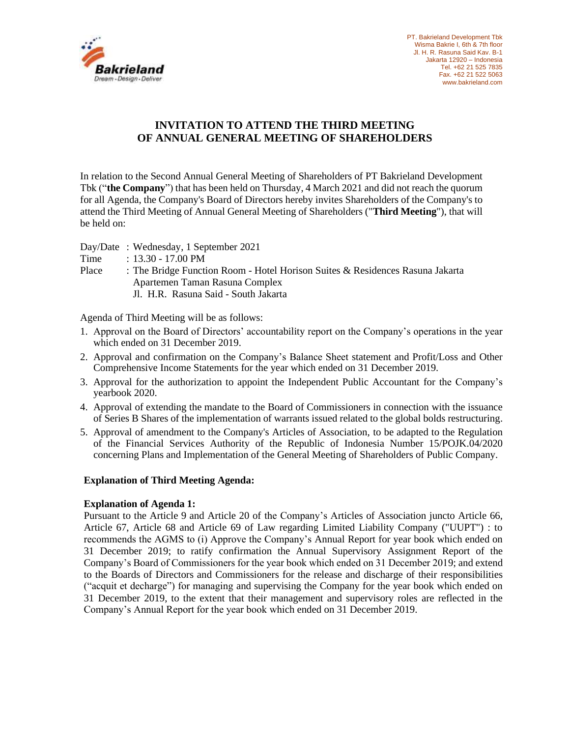PT. Bakrieland Development Tbk
Wisma Bakrie I, 6th & 7th floor
Jl. H. R. Rasuna Said Kav. B-1
Jakarta 12920 – Indonesia
Tel. +62 21 525 7835
Fax. +62 21 522 5063
www.bakrieland.com

# INVITATION TO ATTEND THE THIRD MEETING OF ANNUAL GENERAL MEETING OF SHAREHOLDERS

In relation to the Second Annual General Meeting of Shareholders of PT Bakrieland Development Tbk ("**the Company**") that has been held on Thursday, 4 March 2021 and did not reach the quorum for all Agenda, the Company's Board of Directors hereby invites Shareholders of the Company's to attend the Third Meeting of Annual General Meeting of Shareholders ("**Third Meeting**"), that will be held on:

Day/Date : Wednesday, 1 September 2021
Time : 13.30 - 17.00 PM
Place : The Bridge Function Room - Hotel Horison Suites & Residences Rasuna Jakarta
Apartemen Taman Rasuna Complex
Jl. H.R. Rasuna Said - South Jakarta

Agenda of Third Meeting will be as follows:

1. Approval on the Board of Directors' accountability report on the Company's operations in the year which ended on 31 December 2019.
2. Approval and confirmation on the Company's Balance Sheet statement and Profit/Loss and Other Comprehensive Income Statements for the year which ended on 31 December 2019.
3. Approval for the authorization to appoint the Independent Public Accountant for the Company's yearbook 2020.
4. Approval of extending the mandate to the Board of Commissioners in connection with the issuance of Series B Shares of the implementation of warrants issued related to the global bolds restructuring.
5. Approval of amendment to the Company's Articles of Association, to be adapted to the Regulation of the Financial Services Authority of the Republic of Indonesia Number 15/POJK.04/2020 concerning Plans and Implementation of the General Meeting of Shareholders of Public Company.

**Explanation of Third Meeting Agenda:**

**Explanation of Agenda 1:**
Pursuant to the Article 9 and Article 20 of the Company's Articles of Association juncto Article 66, Article 67, Article 68 and Article 69 of Law regarding Limited Liability Company ("UUPT") : to recommends the AGMS to (i) Approve the Company's Annual Report for year book which ended on 31 December 2019; to ratify confirmation the Annual Supervisory Assignment Report of the Company's Board of Commissioners for the year book which ended on 31 December 2019; and extend to the Boards of Directors and Commissioners for the release and discharge of their responsibilities ("acquit et decharge") for managing and supervising the Company for the year book which ended on 31 December 2019, to the extent that their management and supervisory roles are reflected in the Company's Annual Report for the year book which ended on 31 December 2019.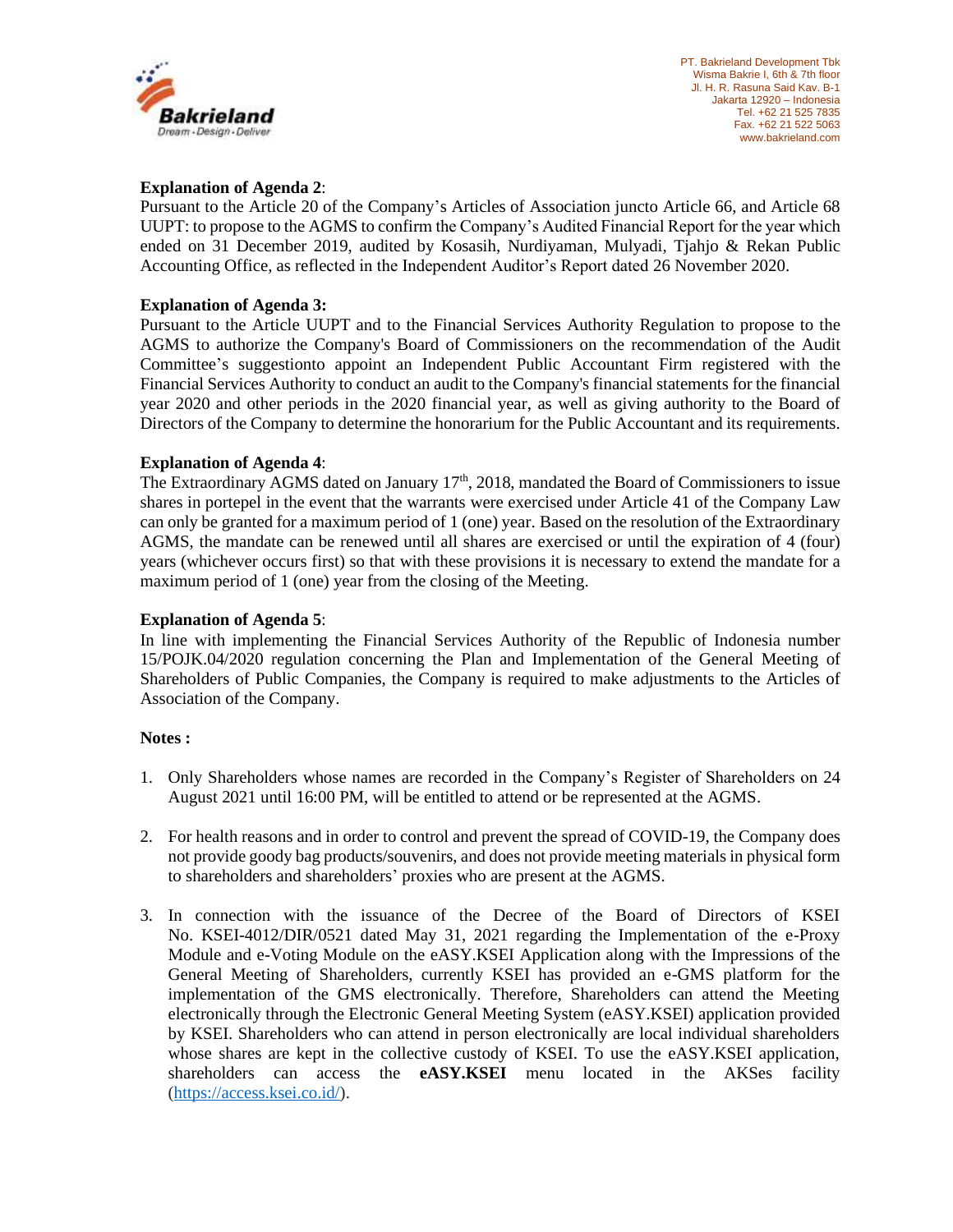**Explanation of Agenda 2**:
Pursuant to the Article 20 of the Company's Articles of Association juncto Article 66, and Article 68 UUPT: to propose to the AGMS to confirm the Company's Audited Financial Report for the year which ended on 31 December 2019, audited by Kosasih, Nurdiyaman, Mulyadi, Tjahjo & Rekan Public Accounting Office, as reflected in the Independent Auditor's Report dated 26 November 2020.

**Explanation of Agenda 3:**
Pursuant to the Article UUPT and to the Financial Services Authority Regulation to propose to the AGMS to authorize the Company's Board of Commissioners on the recommendation of the Audit Committee's suggestionto appoint an Independent Public Accountant Firm registered with the Financial Services Authority to conduct an audit to the Company's financial statements for the financial year 2020 and other periods in the 2020 financial year, as well as giving authority to the Board of Directors of the Company to determine the honorarium for the Public Accountant and its requirements.

**Explanation of Agenda 4**:
The Extraordinary AGMS dated on January 17th, 2018, mandated the Board of Commissioners to issue shares in portepel in the event that the warrants were exercised under Article 41 of the Company Law can only be granted for a maximum period of 1 (one) year. Based on the resolution of the Extraordinary AGMS, the mandate can be renewed until all shares are exercised or until the expiration of 4 (four) years (whichever occurs first) so that with these provisions it is necessary to extend the mandate for a maximum period of 1 (one) year from the closing of the Meeting.

**Explanation of Agenda 5**:
In line with implementing the Financial Services Authority of the Republic of Indonesia number 15/POJK.04/2020 regulation concerning the Plan and Implementation of the General Meeting of Shareholders of Public Companies, the Company is required to make adjustments to the Articles of Association of the Company.

**Notes :**

1. Only Shareholders whose names are recorded in the Company's Register of Shareholders on 24 August 2021 until 16:00 PM, will be entitled to attend or be represented at the AGMS.

2. For health reasons and in order to control and prevent the spread of COVID-19, the Company does not provide goody bag products/souvenirs, and does not provide meeting materials in physical form to shareholders and shareholders' proxies who are present at the AGMS.

3. In connection with the issuance of the Decree of the Board of Directors of KSEI No. KSEI-4012/DIR/0521 dated May 31, 2021 regarding the Implementation of the e-Proxy Module and e-Voting Module on the eASY.KSEI Application along with the Impressions of the General Meeting of Shareholders, currently KSEI has provided an e-GMS platform for the implementation of the GMS electronically. Therefore, Shareholders can attend the Meeting electronically through the Electronic General Meeting System (eASY.KSEI) application provided by KSEI. Shareholders who can attend in person electronically are local individual shareholders whose shares are kept in the collective custody of KSEI. To use the eASY.KSEI application, shareholders can access the **eASY.KSEI** menu located in the AKSes facility (https://access.ksei.co.id/).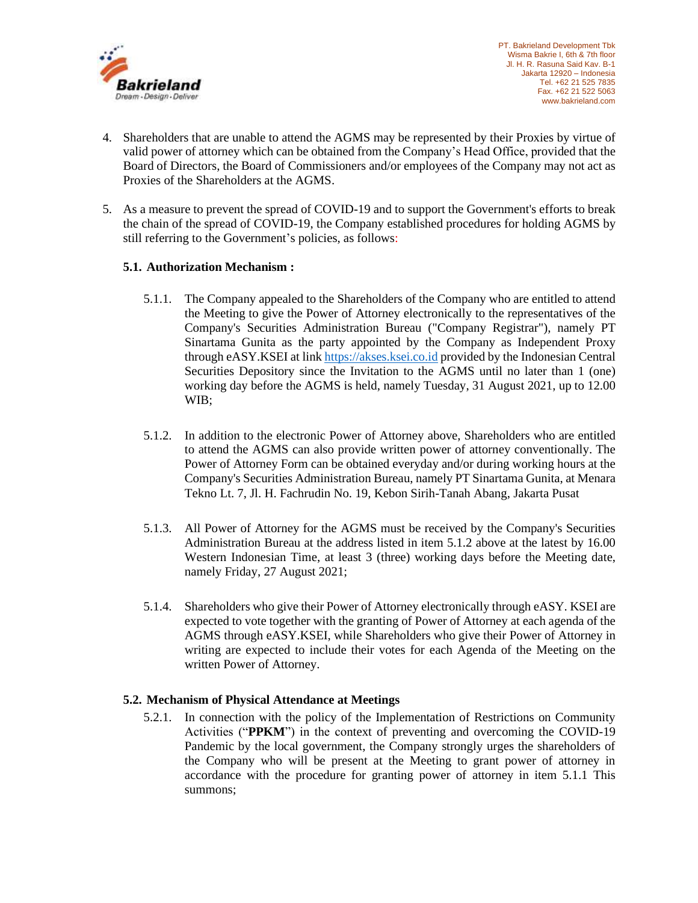4. Shareholders that are unable to attend the AGMS may be represented by their Proxies by virtue of valid power of attorney which can be obtained from the Company's Head Office, provided that the Board of Directors, the Board of Commissioners and/or employees of the Company may not act as Proxies of the Shareholders at the AGMS.

5. As a measure to prevent the spread of COVID-19 and to support the Government's efforts to break the chain of the spread of COVID-19, the Company established procedures for holding AGMS by still referring to the Government's policies, as follows:

   **5.1. Authorization Mechanism :**

   5.1.1. The Company appealed to the Shareholders of the Company who are entitled to attend the Meeting to give the Power of Attorney electronically to the representatives of the Company's Securities Administration Bureau ("Company Registrar"), namely PT Sinartama Gunita as the party appointed by the Company as Independent Proxy through eASY.KSEI at link https://akses.ksei.co.id provided by the Indonesian Central Securities Depository since the Invitation to the AGMS until no later than 1 (one) working day before the AGMS is held, namely Tuesday, 31 August 2021, up to 12.00 WIB;

   5.1.2. In addition to the electronic Power of Attorney above, Shareholders who are entitled to attend the AGMS can also provide written power of attorney conventionally. The Power of Attorney Form can be obtained everyday and/or during working hours at the Company's Securities Administration Bureau, namely PT Sinartama Gunita, at Menara Tekno Lt. 7, Jl. H. Fachrudin No. 19, Kebon Sirih-Tanah Abang, Jakarta Pusat

   5.1.3. All Power of Attorney for the AGMS must be received by the Company's Securities Administration Bureau at the address listed in item 5.1.2 above at the latest by 16.00 Western Indonesian Time, at least 3 (three) working days before the Meeting date, namely Friday, 27 August 2021;

   5.1.4. Shareholders who give their Power of Attorney electronically through eASY. KSEI are expected to vote together with the granting of Power of Attorney at each agenda of the AGMS through eASY.KSEI, while Shareholders who give their Power of Attorney in writing are expected to include their votes for each Agenda of the Meeting on the written Power of Attorney.

   **5.2. Mechanism of Physical Attendance at Meetings**

   5.2.1. In connection with the policy of the Implementation of Restrictions on Community Activities ("**PPKM**") in the context of preventing and overcoming the COVID-19 Pandemic by the local government, the Company strongly urges the shareholders of the Company who will be present at the Meeting to grant power of attorney in accordance with the procedure for granting power of attorney in item 5.1.1 This summons;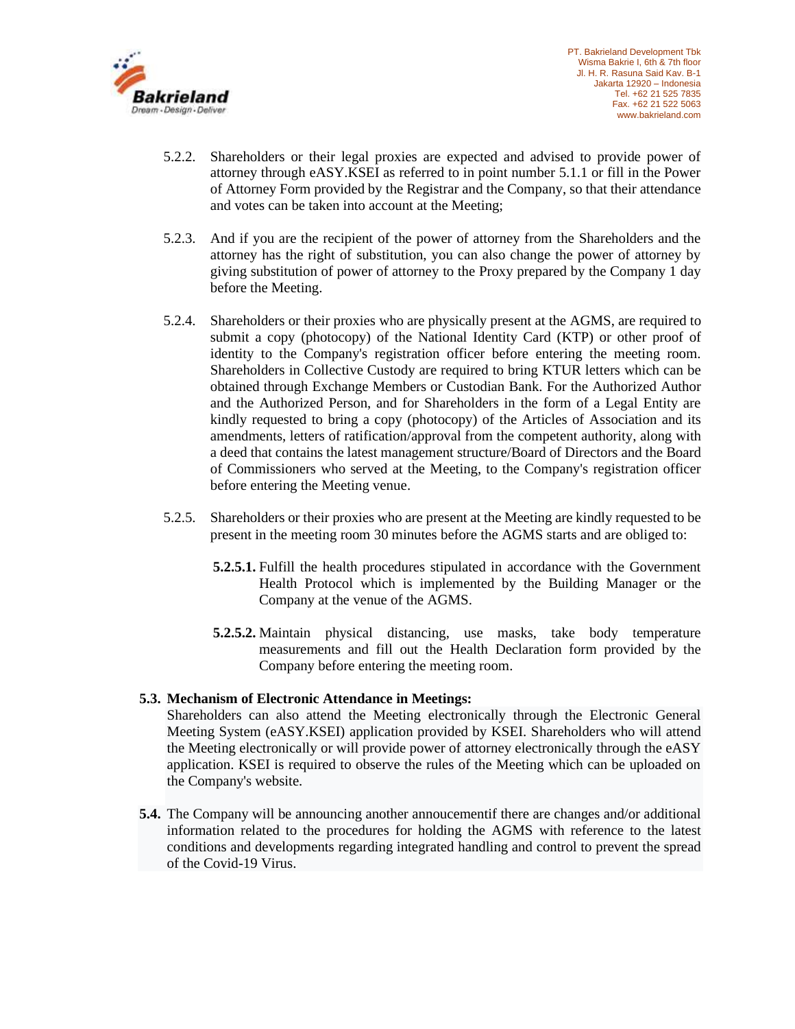5.2.2. Shareholders or their legal proxies are expected and advised to provide power of attorney through eASY.KSEI as referred to in point number 5.1.1 or fill in the Power of Attorney Form provided by the Registrar and the Company, so that their attendance and votes can be taken into account at the Meeting;

5.2.3. And if you are the recipient of the power of attorney from the Shareholders and the attorney has the right of substitution, you can also change the power of attorney by giving substitution of power of attorney to the Proxy prepared by the Company 1 day before the Meeting.

5.2.4. Shareholders or their proxies who are physically present at the AGMS, are required to submit a copy (photocopy) of the National Identity Card (KTP) or other proof of identity to the Company's registration officer before entering the meeting room. Shareholders in Collective Custody are required to bring KTUR letters which can be obtained through Exchange Members or Custodian Bank. For the Authorized Author and the Authorized Person, and for Shareholders in the form of a Legal Entity are kindly requested to bring a copy (photocopy) of the Articles of Association and its amendments, letters of ratification/approval from the competent authority, along with a deed that contains the latest management structure/Board of Directors and the Board of Commissioners who served at the Meeting, to the Company's registration officer before entering the Meeting venue.

5.2.5. Shareholders or their proxies who are present at the Meeting are kindly requested to be present in the meeting room 30 minutes before the AGMS starts and are obliged to:

**5.2.5.1.** Fulfill the health procedures stipulated in accordance with the Government Health Protocol which is implemented by the Building Manager or the Company at the venue of the AGMS.

**5.2.5.2.** Maintain physical distancing, use masks, take body temperature measurements and fill out the Health Declaration form provided by the Company before entering the meeting room.

**5.3. Mechanism of Electronic Attendance in Meetings:**
Shareholders can also attend the Meeting electronically through the Electronic General Meeting System (eASY.KSEI) application provided by KSEI. Shareholders who will attend the Meeting electronically or will provide power of attorney electronically through the eASY application. KSEI is required to observe the rules of the Meeting which can be uploaded on the Company's website.

**5.4.** The Company will be announcing another annoucementif there are changes and/or additional information related to the procedures for holding the AGMS with reference to the latest conditions and developments regarding integrated handling and control to prevent the spread of the Covid-19 Virus.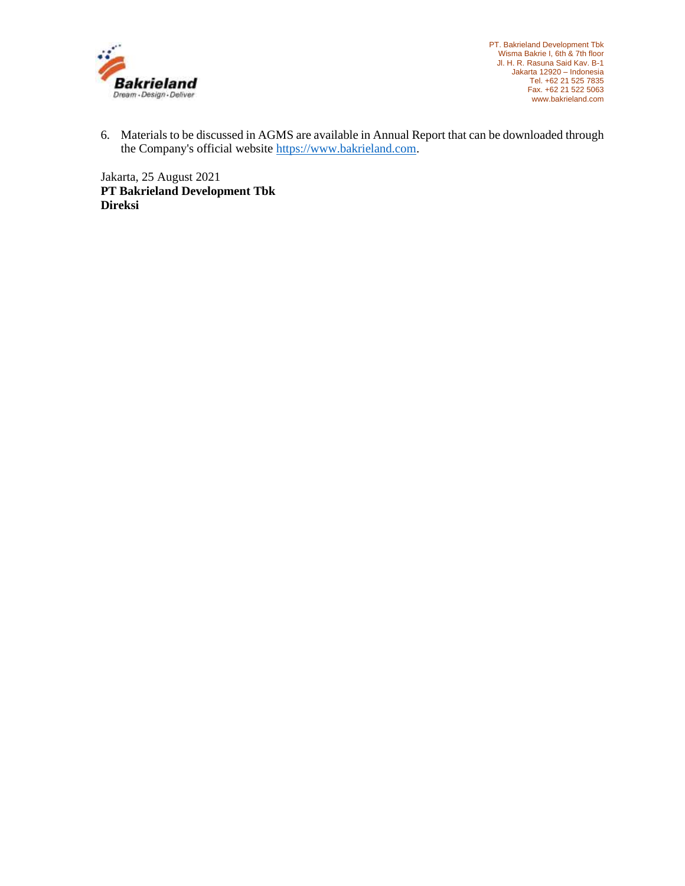PT. Bakrieland Development Tbk
Wisma Bakrie I, 6th & 7th floor
Jl. H. R. Rasuna Said Kav. B-1
Jakarta 12920 – Indonesia
Tel. +62 21 525 7835
Fax. +62 21 522 5063
www.bakrieland.com

6. Materials to be discussed in AGMS are available in Annual Report that can be downloaded through the Company's official website [https://www.bakrieland.com](https://www.bakrieland.com).

Jakarta, 25 August 2021
**PT Bakrieland Development Tbk**
**Direksi**